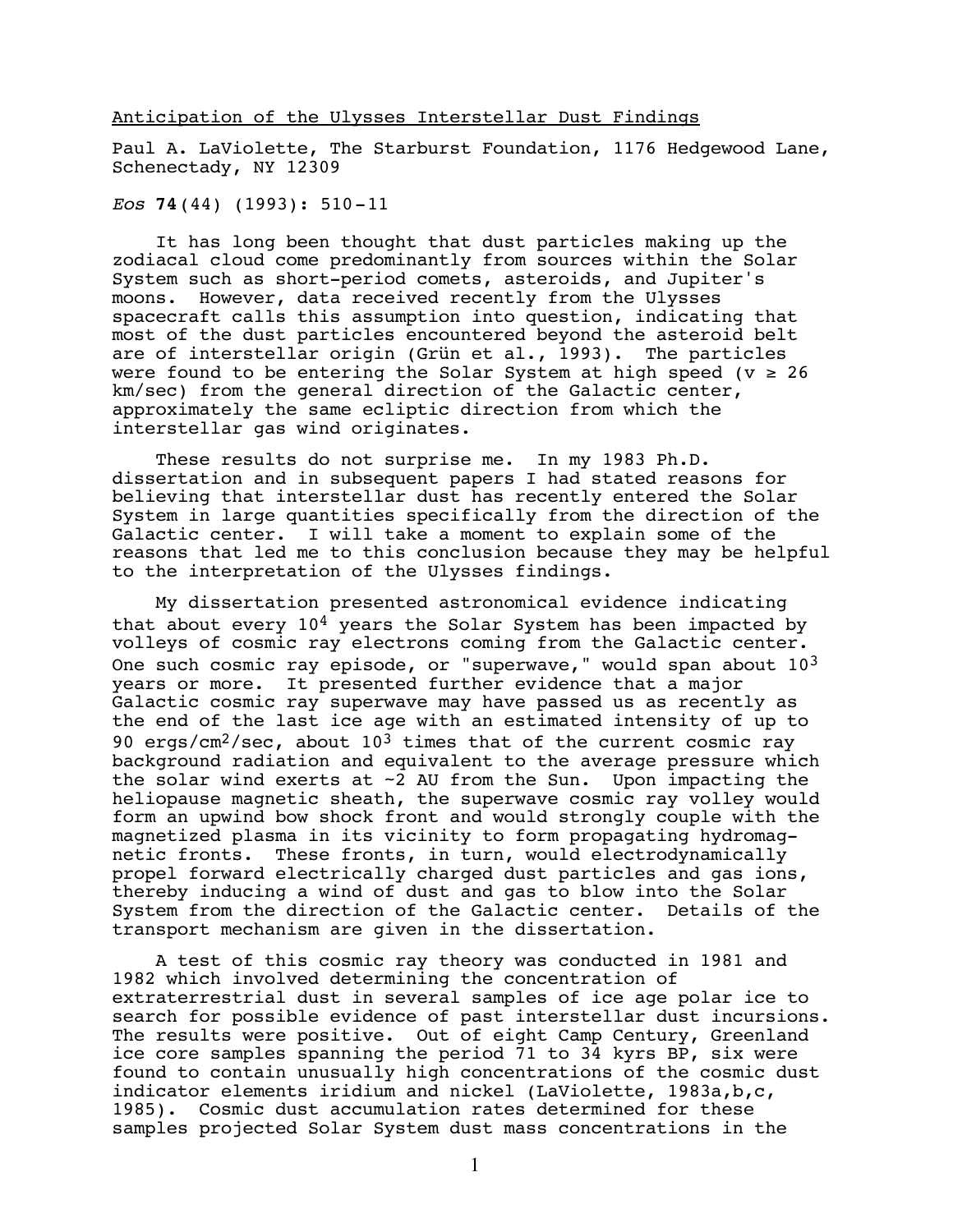# Anticipation of the Ulysses Interstellar Dust Findings

Paul A. LaViolette, The Starburst Foundation, 1176 Hedgewood Lane, Schenectady, NY 12309

*Eos* **74**(44) (1993): 510-11

It has long been thought that dust particles making up the zodiacal cloud come predominantly from sources within the Solar System such as short-period comets, asteroids, and Jupiter's moons. However, data received recently from the Ulysses spacecraft calls this assumption into question, indicating that most of the dust particles encountered beyond the asteroid belt are of interstellar origin (Grün et al., 1993). The particles were found to be entering the Solar System at high speed ($v \geq 26$ km/sec) from the general direction of the Galactic center, approximately the same ecliptic direction from which the interstellar gas wind originates.

These results do not surprise me. In my 1983 Ph.D. dissertation and in subsequent papers I had stated reasons for believing that interstellar dust has recently entered the Solar System in large quantities specifically from the direction of the Galactic center. I will take a moment to explain some of the reasons that led me to this conclusion because they may be helpful to the interpretation of the Ulysses findings.

My dissertation presented astronomical evidence indicating that about every $10^4$ years the Solar System has been impacted by volleys of cosmic ray electrons coming from the Galactic center. One such cosmic ray episode, or "superwave," would span about $10^3$ years or more. It presented further evidence that a major Galactic cosmic ray superwave may have passed us as recently as the end of the last ice age with an estimated intensity of up to 90 ergs/cm$^2$/sec, about $10^3$ times that of the current cosmic ray background radiation and equivalent to the average pressure which the solar wind exerts at ~2 AU from the Sun. Upon impacting the heliopause magnetic sheath, the superwave cosmic ray volley would form an upwind bow shock front and would strongly couple with the magnetized plasma in its vicinity to form propagating hydromagnetic fronts. These fronts, in turn, would electrodynamically propel forward electrically charged dust particles and gas ions, thereby inducing a wind of dust and gas to blow into the Solar System from the direction of the Galactic center. Details of the transport mechanism are given in the dissertation.

A test of this cosmic ray theory was conducted in 1981 and 1982 which involved determining the concentration of extraterrestrial dust in several samples of ice age polar ice to search for possible evidence of past interstellar dust incursions. The results were positive. Out of eight Camp Century, Greenland ice core samples spanning the period 71 to 34 kyrs BP, six were found to contain unusually high concentrations of the cosmic dust indicator elements iridium and nickel (LaViolette, 1983a,b,c, 1985). Cosmic dust accumulation rates determined for these samples projected Solar System dust mass concentrations in the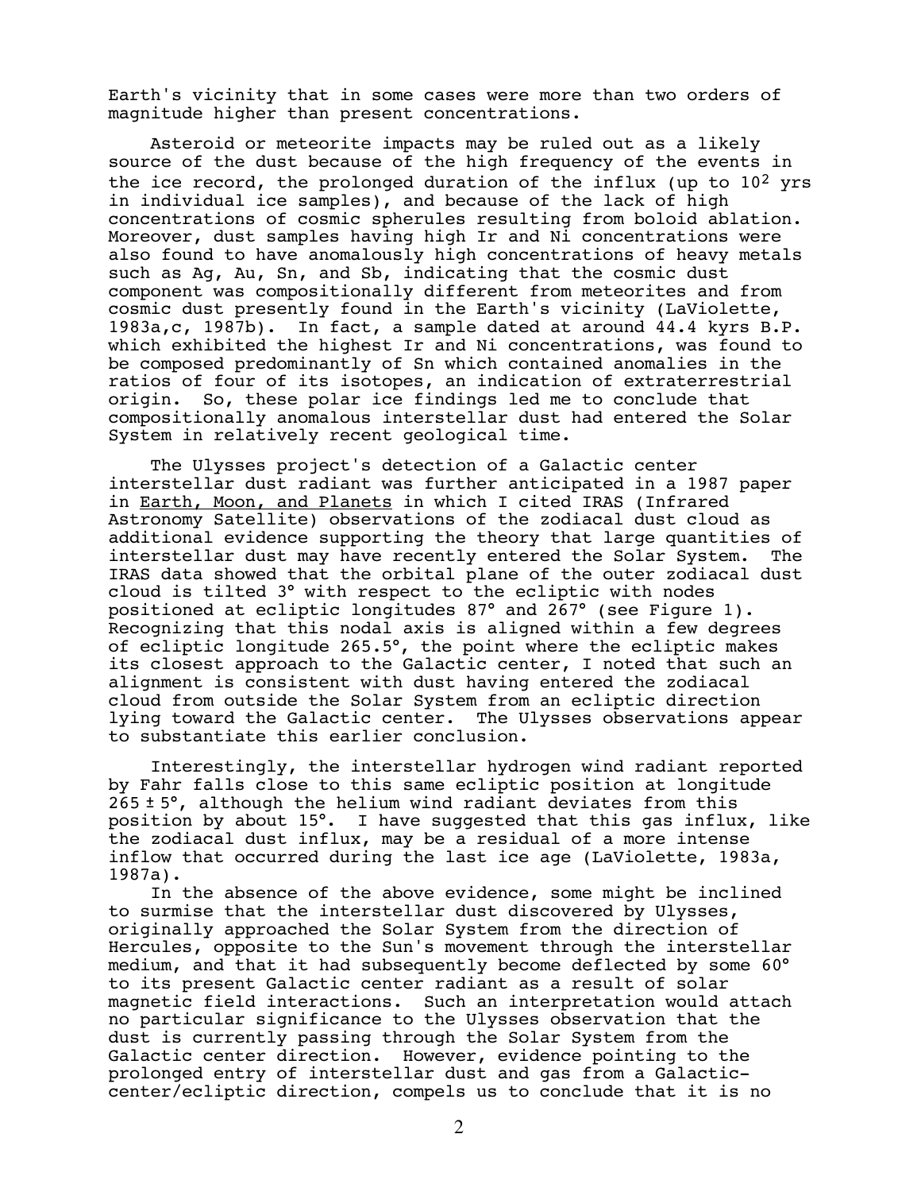Earth's vicinity that in some cases were more than two orders of magnitude higher than present concentrations.

Asteroid or meteorite impacts may be ruled out as a likely source of the dust because of the high frequency of the events in the ice record, the prolonged duration of the influx (up to $10^2$ yrs in individual ice samples), and because of the lack of high concentrations of cosmic spherules resulting from boloid ablation. Moreover, dust samples having high Ir and Ni concentrations were also found to have anomalously high concentrations of heavy metals such as Ag, Au, Sn, and Sb, indicating that the cosmic dust component was compositionally different from meteorites and from cosmic dust presently found in the Earth's vicinity (LaViolette, 1983a,c, 1987b). In fact, a sample dated at around 44.4 kyrs B.P. which exhibited the highest Ir and Ni concentrations, was found to be composed predominantly of Sn which contained anomalies in the ratios of four of its isotopes, an indication of extraterrestrial origin. So, these polar ice findings led me to conclude that compositionally anomalous interstellar dust had entered the Solar System in relatively recent geological time.

The Ulysses project's detection of a Galactic center interstellar dust radiant was further anticipated in a 1987 paper in Earth, Moon, and Planets in which I cited IRAS (Infrared Astronomy Satellite) observations of the zodiacal dust cloud as additional evidence supporting the theory that large quantities of interstellar dust may have recently entered the Solar System. The IRAS data showed that the orbital plane of the outer zodiacal dust cloud is tilted 3° with respect to the ecliptic with nodes positioned at ecliptic longitudes 87° and 267° (see Figure 1). Recognizing that this nodal axis is aligned within a few degrees of ecliptic longitude 265.5°, the point where the ecliptic makes its closest approach to the Galactic center, I noted that such an alignment is consistent with dust having entered the zodiacal cloud from outside the Solar System from an ecliptic direction lying toward the Galactic center. The Ulysses observations appear to substantiate this earlier conclusion.

Interestingly, the interstellar hydrogen wind radiant reported by Fahr falls close to this same ecliptic position at longitude $265 \pm 5°$, although the helium wind radiant deviates from this position by about 15°. I have suggested that this gas influx, like the zodiacal dust influx, may be a residual of a more intense inflow that occurred during the last ice age (LaViolette, 1983a, 1987a).

In the absence of the above evidence, some might be inclined to surmise that the interstellar dust discovered by Ulysses, originally approached the Solar System from the direction of Hercules, opposite to the Sun's movement through the interstellar medium, and that it had subsequently become deflected by some 60° to its present Galactic center radiant as a result of solar magnetic field interactions. Such an interpretation would attach no particular significance to the Ulysses observation that the dust is currently passing through the Solar System from the Galactic center direction. However, evidence pointing to the prolonged entry of interstellar dust and gas from a Galactic-center/ecliptic direction, compels us to conclude that it is no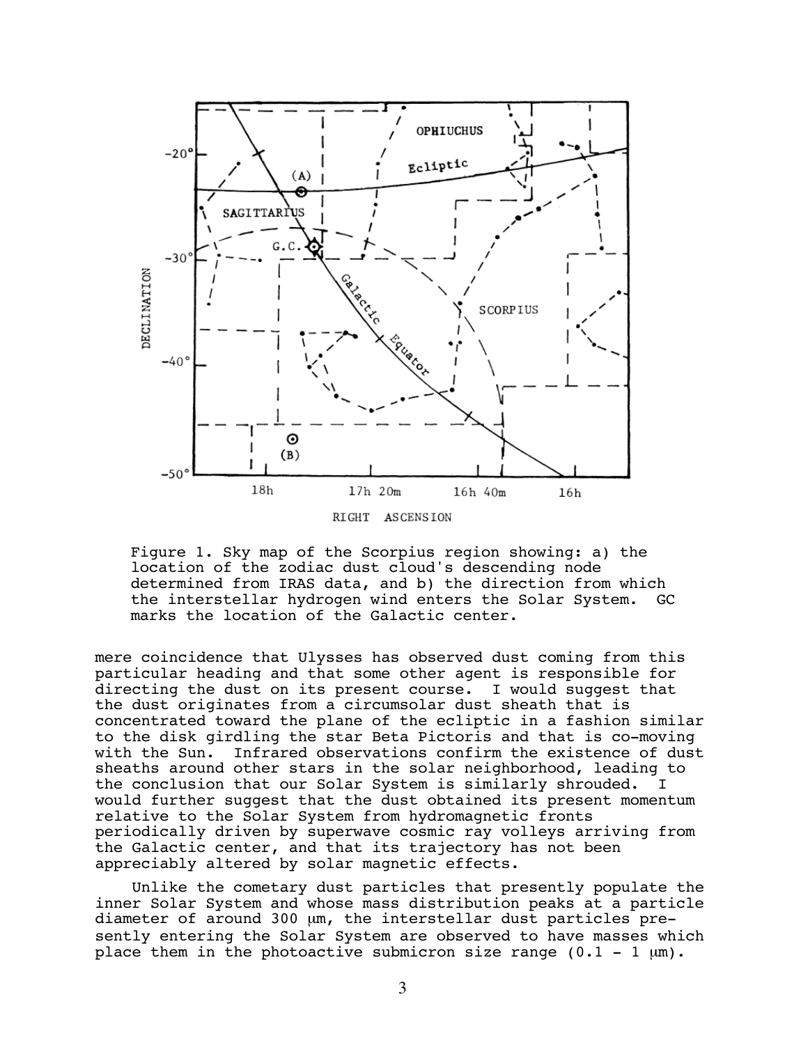Figure 1. Sky map of the Scorpius region showing: a) the location of the zodiac dust cloud's descending node determined from IRAS data, and b) the direction from which the interstellar hydrogen wind enters the Solar System. GC marks the location of the Galactic center.

mere coincidence that Ulysses has observed dust coming from this particular heading and that some other agent is responsible for directing the dust on its present course. I would suggest that the dust originates from a circumsolar dust sheath that is concentrated toward the plane of the ecliptic in a fashion similar to the disk girdling the star Beta Pictoris and that is co-moving with the Sun. Infrared observations confirm the existence of dust sheaths around other stars in the solar neighborhood, leading to the conclusion that our Solar System is similarly shrouded. I would further suggest that the dust obtained its present momentum relative to the Solar System from hydromagnetic fronts periodically driven by superwave cosmic ray volleys arriving from the Galactic center, and that its trajectory has not been appreciably altered by solar magnetic effects.

Unlike the cometary dust particles that presently populate the inner Solar System and whose mass distribution peaks at a particle diameter of around 300 μm, the interstellar dust particles presently entering the Solar System are observed to have masses which place them in the photoactive submicron size range (0.1 - 1 μm).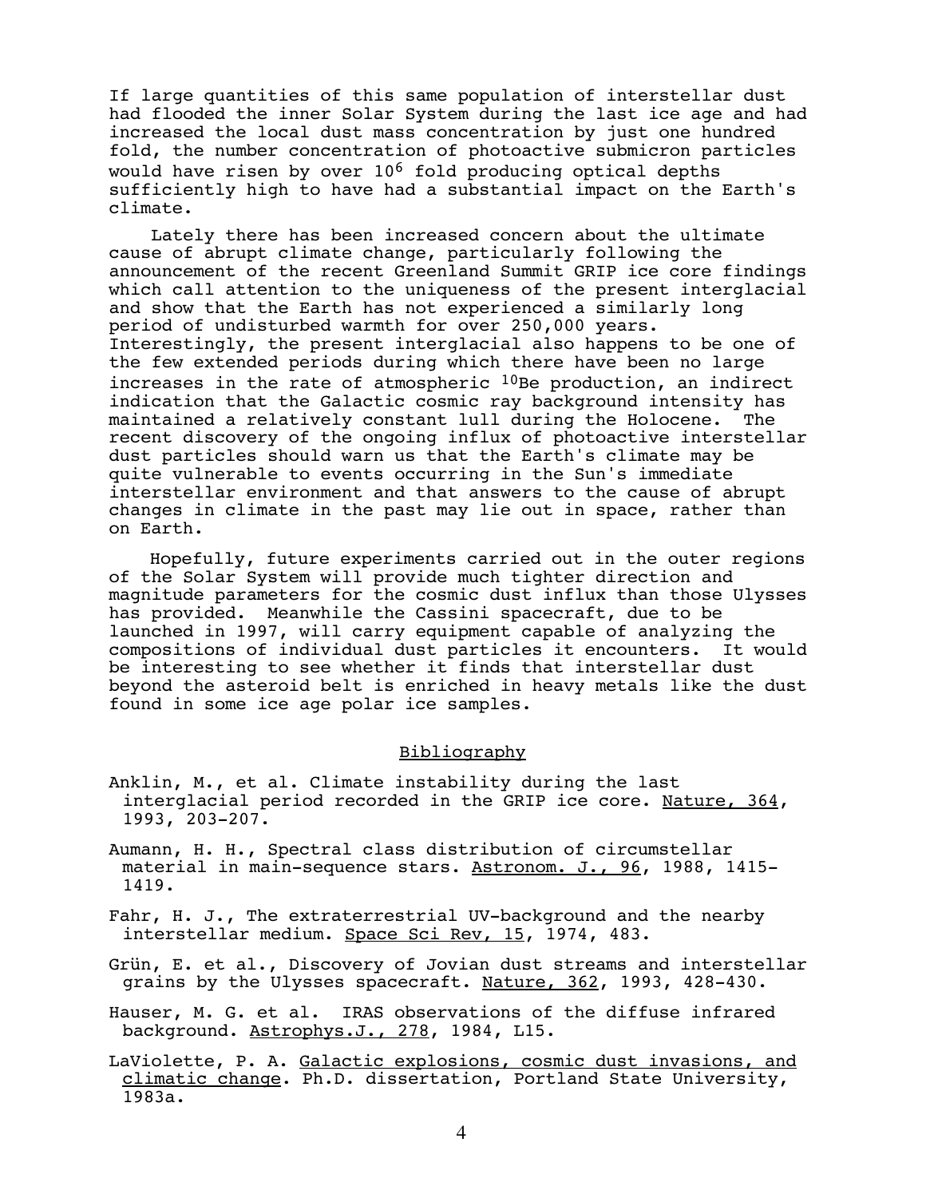If large quantities of this same population of interstellar dust had flooded the inner Solar System during the last ice age and had increased the local dust mass concentration by just one hundred fold, the number concentration of photoactive submicron particles would have risen by over $10^6$ fold producing optical depths sufficiently high to have had a substantial impact on the Earth's climate.

Lately there has been increased concern about the ultimate cause of abrupt climate change, particularly following the announcement of the recent Greenland Summit GRIP ice core findings which call attention to the uniqueness of the present interglacial and show that the Earth has not experienced a similarly long period of undisturbed warmth for over 250,000 years. Interestingly, the present interglacial also happens to be one of the few extended periods during which there have been no large increases in the rate of atmospheric $^{10}Be$ production, an indirect indication that the Galactic cosmic ray background intensity has maintained a relatively constant lull during the Holocene. The recent discovery of the ongoing influx of photoactive interstellar dust particles should warn us that the Earth's climate may be quite vulnerable to events occurring in the Sun's immediate interstellar environment and that answers to the cause of abrupt changes in climate in the past may lie out in space, rather than on Earth.

Hopefully, future experiments carried out in the outer regions of the Solar System will provide much tighter direction and magnitude parameters for the cosmic dust influx than those Ulysses has provided. Meanwhile the Cassini spacecraft, due to be launched in 1997, will carry equipment capable of analyzing the compositions of individual dust particles it encounters. It would be interesting to see whether it finds that interstellar dust beyond the asteroid belt is enriched in heavy metals like the dust found in some ice age polar ice samples.

## Bibliography

Anklin, M., et al. Climate instability during the last interglacial period recorded in the GRIP ice core. Nature, 364, 1993, 203-207.

Aumann, H. H., Spectral class distribution of circumstellar material in main-sequence stars. Astronom. J., 96, 1988, 1415-1419.

Fahr, H. J., The extraterrestrial UV-background and the nearby interstellar medium. Space Sci Rev, 15, 1974, 483.

Grün, E. et al., Discovery of Jovian dust streams and interstellar grains by the Ulysses spacecraft. Nature, 362, 1993, 428-430.

Hauser, M. G. et al. IRAS observations of the diffuse infrared background. Astrophys.J., 278, 1984, L15.

LaViolette, P. A. Galactic explosions, cosmic dust invasions, and climatic change. Ph.D. dissertation, Portland State University, 1983a.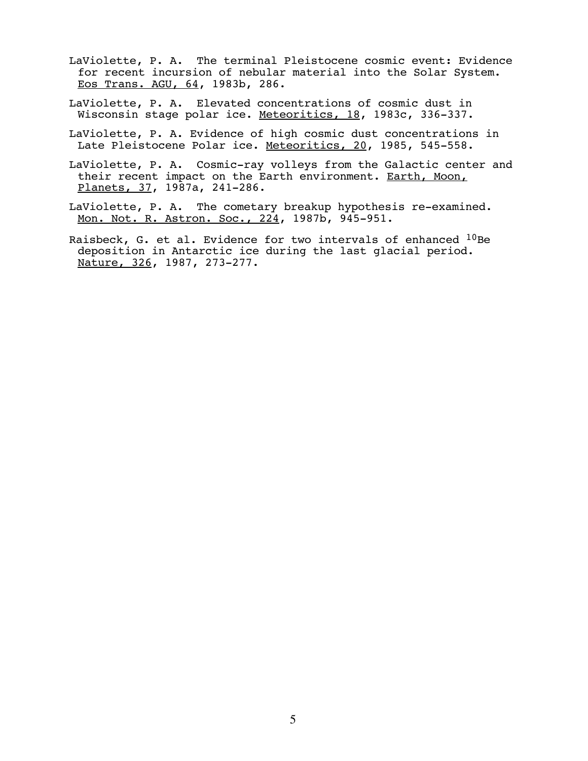LaViolette, P. A. The terminal Pleistocene cosmic event: Evidence for recent incursion of nebular material into the Solar System. Eos Trans. AGU, 64, 1983b, 286.

LaViolette, P. A. Elevated concentrations of cosmic dust in Wisconsin stage polar ice. Meteoritics, 18, 1983c, 336-337.

LaViolette, P. A. Evidence of high cosmic dust concentrations in Late Pleistocene Polar ice. Meteoritics, 20, 1985, 545-558.

LaViolette, P. A. Cosmic-ray volleys from the Galactic center and their recent impact on the Earth environment. Earth, Moon, Planets, 37, 1987a, 241-286.

LaViolette, P. A. The cometary breakup hypothesis re-examined. Mon. Not. R. Astron. Soc., 224, 1987b, 945-951.

Raisbeck, G. et al. Evidence for two intervals of enhanced $^{10}Be$ deposition in Antarctic ice during the last glacial period. Nature, 326, 1987, 273-277.